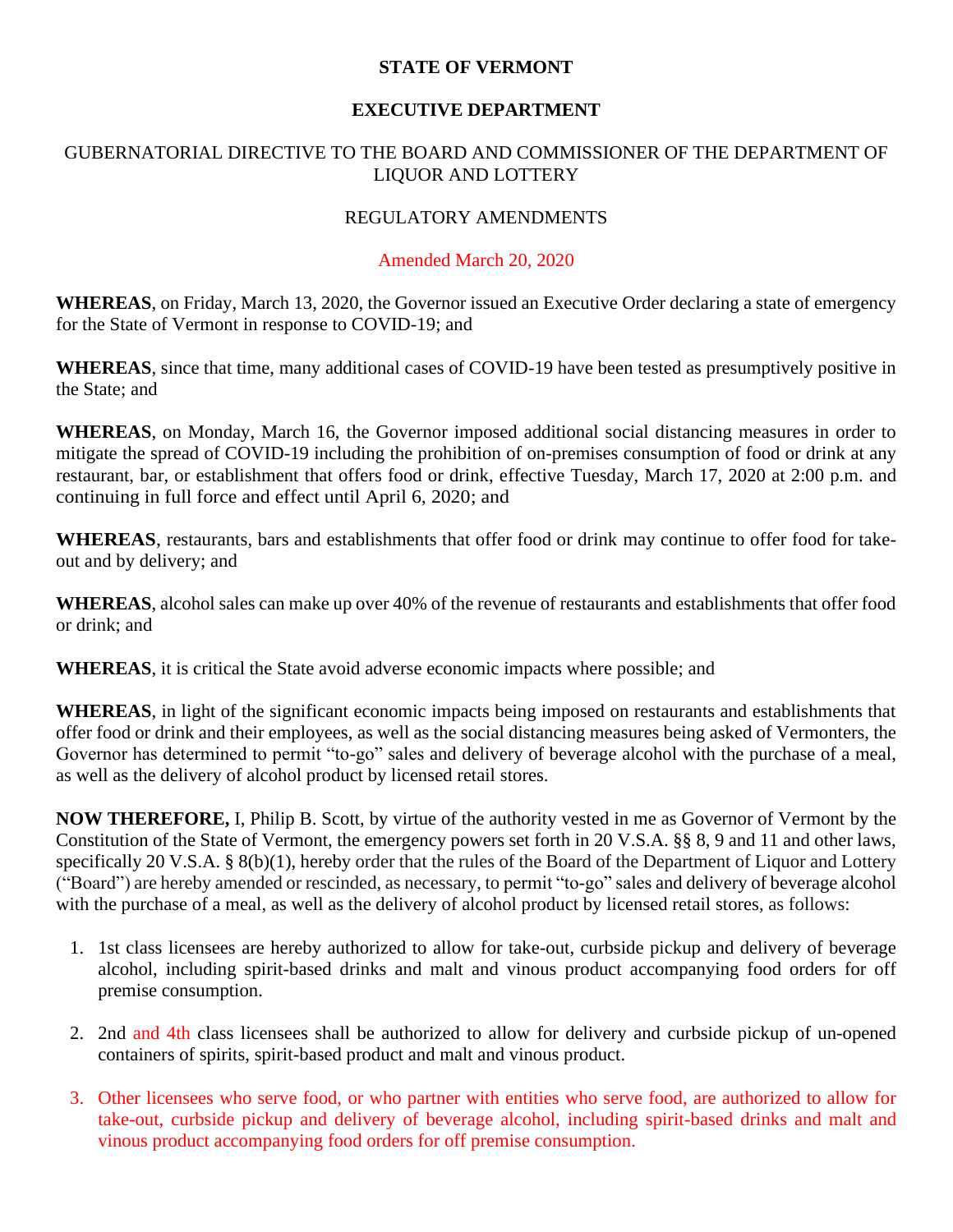**STATE OF VERMONT**

**EXECUTIVE DEPARTMENT**

GUBERNATORIAL DIRECTIVE TO THE BOARD AND COMMISSIONER OF THE DEPARTMENT OF LIQUOR AND LOTTERY

REGULATORY AMENDMENTS

Amended March 20, 2020

**WHEREAS**, on Friday, March 13, 2020, the Governor issued an Executive Order declaring a state of emergency for the State of Vermont in response to COVID-19; and

**WHEREAS**, since that time, many additional cases of COVID-19 have been tested as presumptively positive in the State; and

**WHEREAS**, on Monday, March 16, the Governor imposed additional social distancing measures in order to mitigate the spread of COVID-19 including the prohibition of on-premises consumption of food or drink at any restaurant, bar, or establishment that offers food or drink, effective Tuesday, March 17, 2020 at 2:00 p.m. and continuing in full force and effect until April 6, 2020; and

**WHEREAS**, restaurants, bars and establishments that offer food or drink may continue to offer food for take-out and by delivery; and

**WHEREAS**, alcohol sales can make up over 40% of the revenue of restaurants and establishments that offer food or drink; and

**WHEREAS**, it is critical the State avoid adverse economic impacts where possible; and

**WHEREAS**, in light of the significant economic impacts being imposed on restaurants and establishments that offer food or drink and their employees, as well as the social distancing measures being asked of Vermonters, the Governor has determined to permit "to-go" sales and delivery of beverage alcohol with the purchase of a meal, as well as the delivery of alcohol product by licensed retail stores.

**NOW THEREFORE,** I, Philip B. Scott, by virtue of the authority vested in me as Governor of Vermont by the Constitution of the State of Vermont, the emergency powers set forth in 20 V.S.A. §§ 8, 9 and 11 and other laws, specifically 20 V.S.A. § 8(b)(1), hereby order that the rules of the Board of the Department of Liquor and Lottery ("Board") are hereby amended or rescinded, as necessary, to permit "to-go" sales and delivery of beverage alcohol with the purchase of a meal, as well as the delivery of alcohol product by licensed retail stores, as follows:

1. 1st class licensees are hereby authorized to allow for take-out, curbside pickup and delivery of beverage alcohol, including spirit-based drinks and malt and vinous product accompanying food orders for off premise consumption.

2. 2nd and 4th class licensees shall be authorized to allow for delivery and curbside pickup of un-opened containers of spirits, spirit-based product and malt and vinous product.

3. Other licensees who serve food, or who partner with entities who serve food, are authorized to allow for take-out, curbside pickup and delivery of beverage alcohol, including spirit-based drinks and malt and vinous product accompanying food orders for off premise consumption.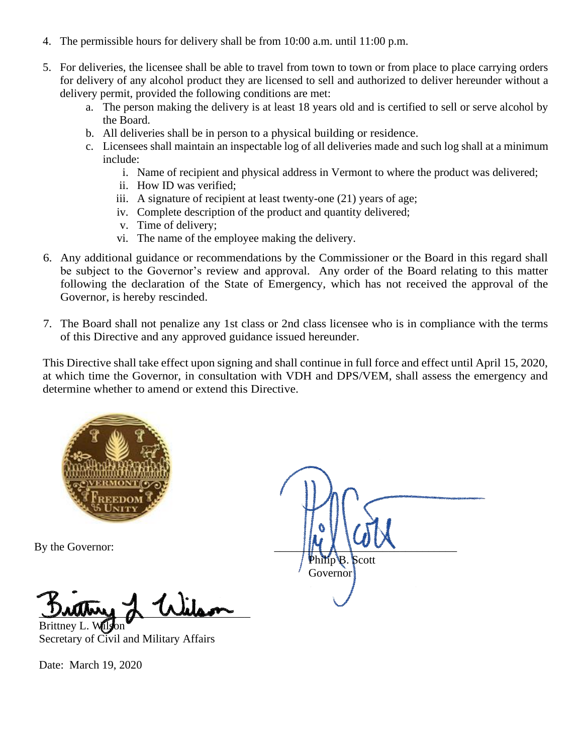4. The permissible hours for delivery shall be from 10:00 a.m. until 11:00 p.m.

5. For deliveries, the licensee shall be able to travel from town to town or from place to place carrying orders for delivery of any alcohol product they are licensed to sell and authorized to deliver hereunder without a delivery permit, provided the following conditions are met:
   a. The person making the delivery is at least 18 years old and is certified to sell or serve alcohol by the Board.
   b. All deliveries shall be in person to a physical building or residence.
   c. Licensees shall maintain an inspectable log of all deliveries made and such log shall at a minimum include:
      i. Name of recipient and physical address in Vermont to where the product was delivered;
      ii. How ID was verified;
      iii. A signature of recipient at least twenty-one (21) years of age;
      iv. Complete description of the product and quantity delivered;
      v. Time of delivery;
      vi. The name of the employee making the delivery.

6. Any additional guidance or recommendations by the Commissioner or the Board in this regard shall be subject to the Governor's review and approval. Any order of the Board relating to this matter following the declaration of the State of Emergency, which has not received the approval of the Governor, is hereby rescinded.

7. The Board shall not penalize any 1st class or 2nd class licensee who is in compliance with the terms of this Directive and any approved guidance issued hereunder.

This Directive shall take effect upon signing and shall continue in full force and effect until April 15, 2020, at which time the Governor, in consultation with VDH and DPS/VEM, shall assess the emergency and determine whether to amend or extend this Directive.

VERMONT FREEDOM & UNITY

By the Governor:

Philip B. Scott
Governor

Brittney L. Wilson
Secretary of Civil and Military Affairs

Date: March 19, 2020